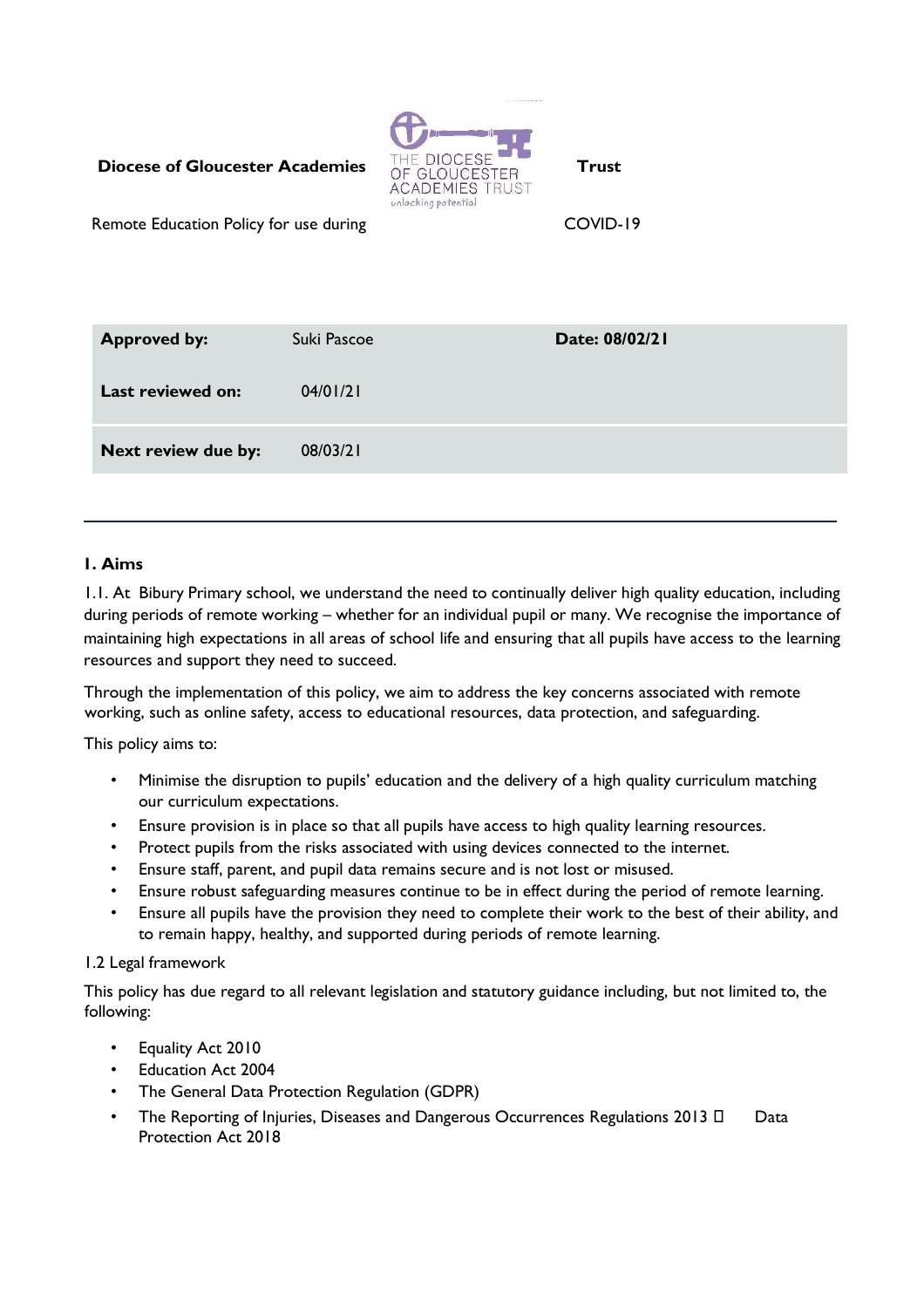**Diocese of Gloucester Academies Trust**

Remote Education Policy for use during COVID-19

| Approved by: | Suki Pascoe | Date: 08/02/21 |
|---|---|---|
| Last reviewed on: | 04/01/21 | |
| Next review due by: | 08/03/21 | |

## 1. Aims

1.1. At Bibury Primary school, we understand the need to continually deliver high quality education, including during periods of remote working – whether for an individual pupil or many. We recognise the importance of maintaining high expectations in all areas of school life and ensuring that all pupils have access to the learning resources and support they need to succeed.

Through the implementation of this policy, we aim to address the key concerns associated with remote working, such as online safety, access to educational resources, data protection, and safeguarding.

This policy aims to:

- Minimise the disruption to pupils' education and the delivery of a high quality curriculum matching our curriculum expectations.
- Ensure provision is in place so that all pupils have access to high quality learning resources.
- Protect pupils from the risks associated with using devices connected to the internet.
- Ensure staff, parent, and pupil data remains secure and is not lost or misused.
- Ensure robust safeguarding measures continue to be in effect during the period of remote learning.
- Ensure all pupils have the provision they need to complete their work to the best of their ability, and to remain happy, healthy, and supported during periods of remote learning.

1.2 Legal framework

This policy has due regard to all relevant legislation and statutory guidance including, but not limited to, the following:

- Equality Act 2010
- Education Act 2004
- The General Data Protection Regulation (GDPR)
- The Reporting of Injuries, Diseases and Dangerous Occurrences Regulations 2013
- Data Protection Act 2018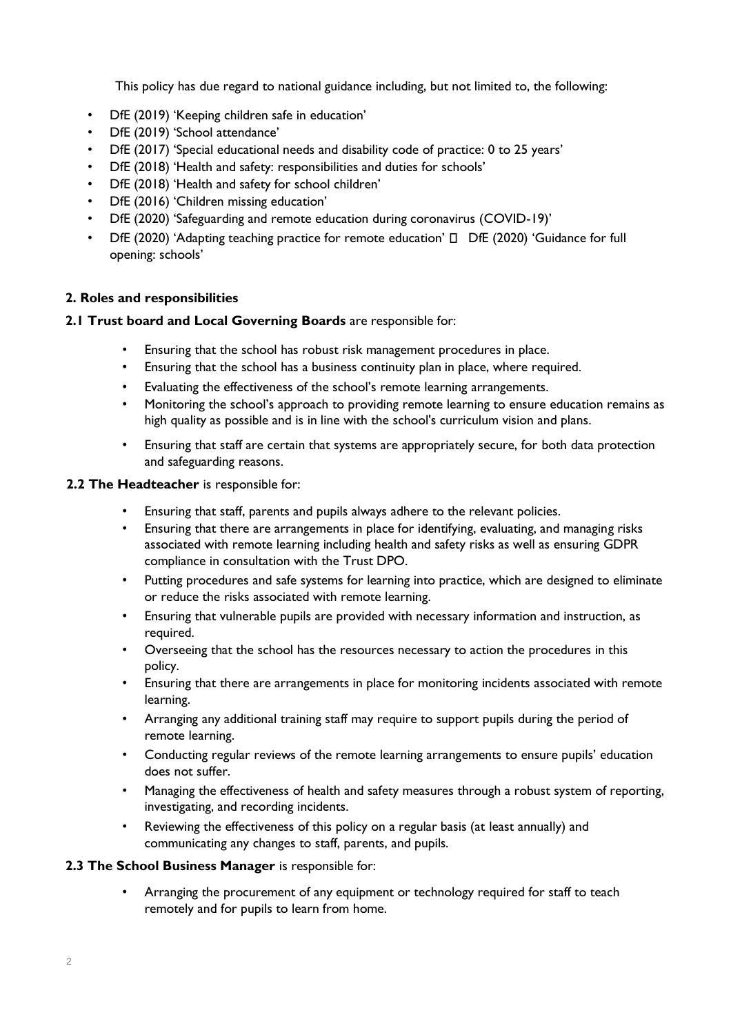This policy has due regard to national guidance including, but not limited to, the following:

- DfE (2019) 'Keeping children safe in education'
- DfE (2019) 'School attendance'
- DfE (2017) 'Special educational needs and disability code of practice: 0 to 25 years'
- DfE (2018) 'Health and safety: responsibilities and duties for schools'
- DfE (2018) 'Health and safety for school children'
- DfE (2016) 'Children missing education'
- DfE (2020) 'Safeguarding and remote education during coronavirus (COVID-19)'
- DfE (2020) 'Adapting teaching practice for remote education'  DfE (2020) 'Guidance for full opening: schools'

**2. Roles and responsibilities**

**2.1 Trust board and Local Governing Boards** are responsible for:

- Ensuring that the school has robust risk management procedures in place.
- Ensuring that the school has a business continuity plan in place, where required.
- Evaluating the effectiveness of the school's remote learning arrangements.
- Monitoring the school's approach to providing remote learning to ensure education remains as high quality as possible and is in line with the school's curriculum vision and plans.
- Ensuring that staff are certain that systems are appropriately secure, for both data protection and safeguarding reasons.

**2.2 The Headteacher** is responsible for:

- Ensuring that staff, parents and pupils always adhere to the relevant policies.
- Ensuring that there are arrangements in place for identifying, evaluating, and managing risks associated with remote learning including health and safety risks as well as ensuring GDPR compliance in consultation with the Trust DPO.
- Putting procedures and safe systems for learning into practice, which are designed to eliminate or reduce the risks associated with remote learning.
- Ensuring that vulnerable pupils are provided with necessary information and instruction, as required.
- Overseeing that the school has the resources necessary to action the procedures in this policy.
- Ensuring that there are arrangements in place for monitoring incidents associated with remote learning.
- Arranging any additional training staff may require to support pupils during the period of remote learning.
- Conducting regular reviews of the remote learning arrangements to ensure pupils' education does not suffer.
- Managing the effectiveness of health and safety measures through a robust system of reporting, investigating, and recording incidents.
- Reviewing the effectiveness of this policy on a regular basis (at least annually) and communicating any changes to staff, parents, and pupils.

**2.3 The School Business Manager** is responsible for:

- Arranging the procurement of any equipment or technology required for staff to teach remotely and for pupils to learn from home.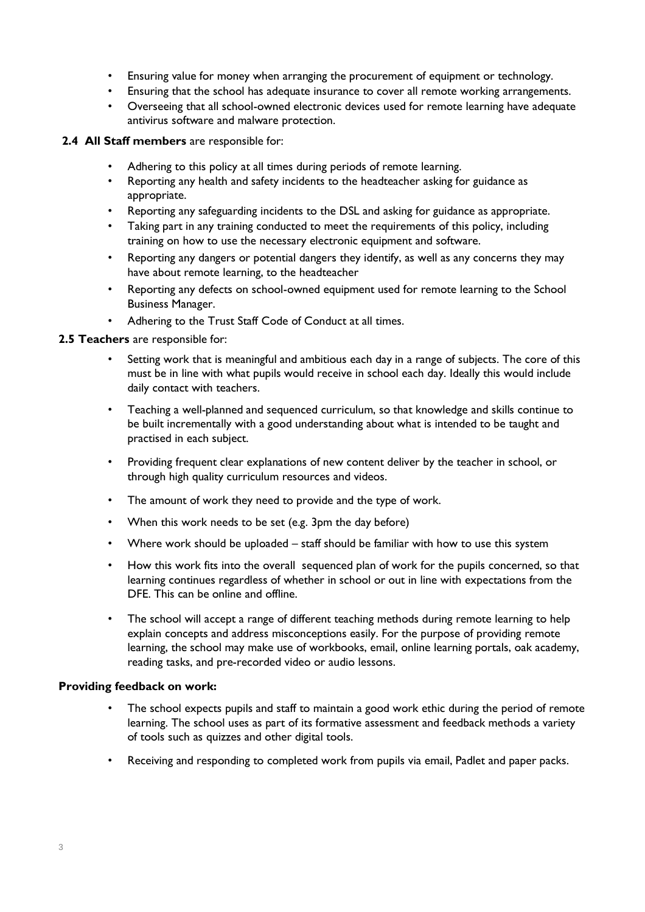- Ensuring value for money when arranging the procurement of equipment or technology.
- Ensuring that the school has adequate insurance to cover all remote working arrangements.
- Overseeing that all school-owned electronic devices used for remote learning have adequate antivirus software and malware protection.

**2.4 All Staff members** are responsible for:

- Adhering to this policy at all times during periods of remote learning.
- Reporting any health and safety incidents to the headteacher asking for guidance as appropriate.
- Reporting any safeguarding incidents to the DSL and asking for guidance as appropriate.
- Taking part in any training conducted to meet the requirements of this policy, including training on how to use the necessary electronic equipment and software.
- Reporting any dangers or potential dangers they identify, as well as any concerns they may have about remote learning, to the headteacher
- Reporting any defects on school-owned equipment used for remote learning to the School Business Manager.
- Adhering to the Trust Staff Code of Conduct at all times.

**2.5 Teachers** are responsible for:

- Setting work that is meaningful and ambitious each day in a range of subjects. The core of this must be in line with what pupils would receive in school each day. Ideally this would include daily contact with teachers.
- Teaching a well-planned and sequenced curriculum, so that knowledge and skills continue to be built incrementally with a good understanding about what is intended to be taught and practised in each subject.
- Providing frequent clear explanations of new content deliver by the teacher in school, or through high quality curriculum resources and videos.
- The amount of work they need to provide and the type of work.
- When this work needs to be set (e.g. 3pm the day before)
- Where work should be uploaded – staff should be familiar with how to use this system
- How this work fits into the overall sequenced plan of work for the pupils concerned, so that learning continues regardless of whether in school or out in line with expectations from the DFE. This can be online and offline.
- The school will accept a range of different teaching methods during remote learning to help explain concepts and address misconceptions easily. For the purpose of providing remote learning, the school may make use of workbooks, email, online learning portals, oak academy, reading tasks, and pre-recorded video or audio lessons.

**Providing feedback on work:**

- The school expects pupils and staff to maintain a good work ethic during the period of remote learning. The school uses as part of its formative assessment and feedback methods a variety of tools such as quizzes and other digital tools.
- Receiving and responding to completed work from pupils via email, Padlet and paper packs.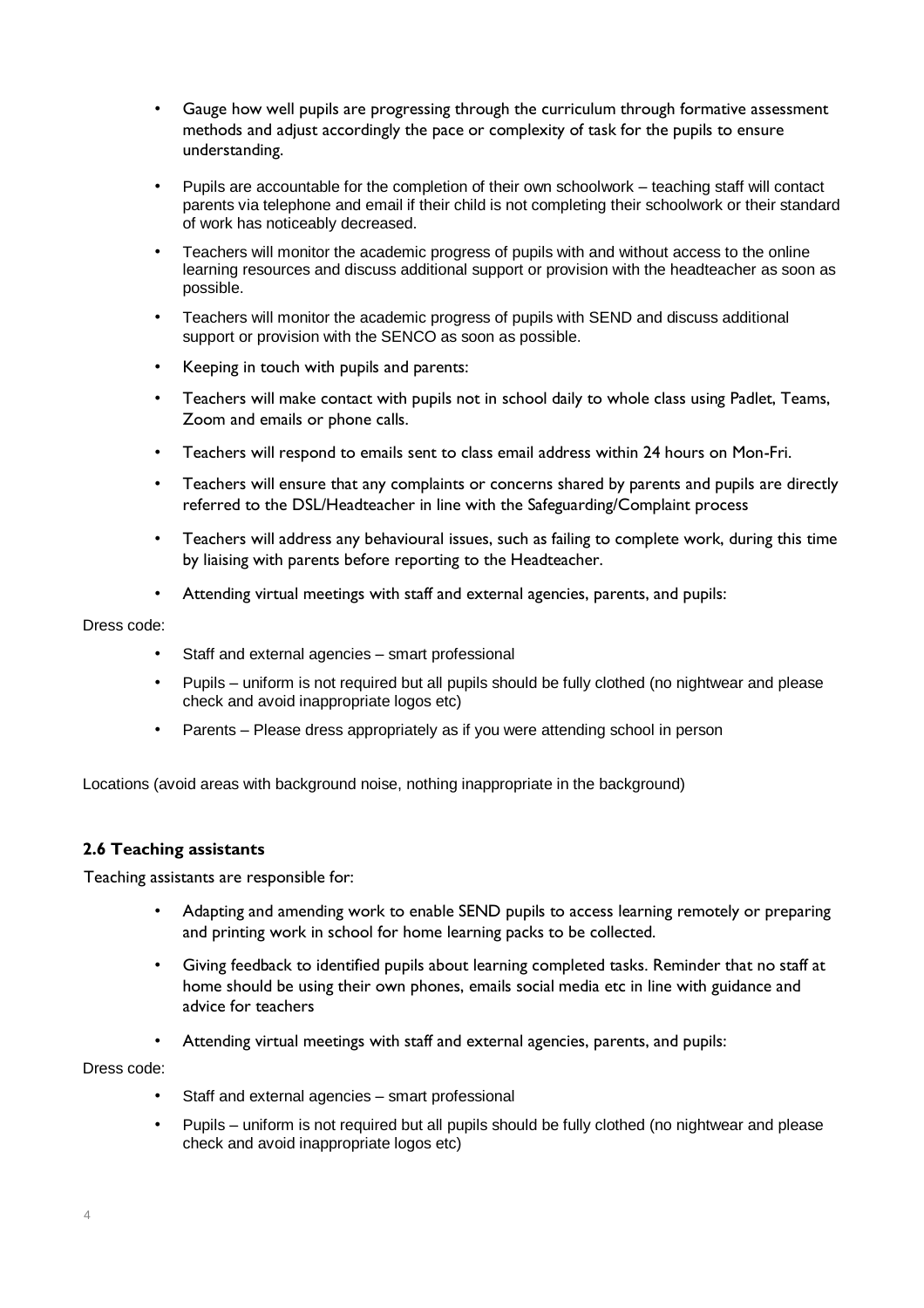- Gauge how well pupils are progressing through the curriculum through formative assessment methods and adjust accordingly the pace or complexity of task for the pupils to ensure understanding.
- Pupils are accountable for the completion of their own schoolwork – teaching staff will contact parents via telephone and email if their child is not completing their schoolwork or their standard of work has noticeably decreased.
- Teachers will monitor the academic progress of pupils with and without access to the online learning resources and discuss additional support or provision with the headteacher as soon as possible.
- Teachers will monitor the academic progress of pupils with SEND and discuss additional support or provision with the SENCO as soon as possible.
- Keeping in touch with pupils and parents:
- Teachers will make contact with pupils not in school daily to whole class using Padlet, Teams, Zoom and emails or phone calls.
- Teachers will respond to emails sent to class email address within 24 hours on Mon-Fri.
- Teachers will ensure that any complaints or concerns shared by parents and pupils are directly referred to the DSL/Headteacher in line with the Safeguarding/Complaint process
- Teachers will address any behavioural issues, such as failing to complete work, during this time by liaising with parents before reporting to the Headteacher.
- Attending virtual meetings with staff and external agencies, parents, and pupils:

Dress code:

- Staff and external agencies – smart professional
- Pupils – uniform is not required but all pupils should be fully clothed (no nightwear and please check and avoid inappropriate logos etc)
- Parents – Please dress appropriately as if you were attending school in person

Locations (avoid areas with background noise, nothing inappropriate in the background)

### 2.6 Teaching assistants

Teaching assistants are responsible for:

- Adapting and amending work to enable SEND pupils to access learning remotely or preparing and printing work in school for home learning packs to be collected.
- Giving feedback to identified pupils about learning completed tasks. Reminder that no staff at home should be using their own phones, emails social media etc in line with guidance and advice for teachers
- Attending virtual meetings with staff and external agencies, parents, and pupils:

Dress code:

- Staff and external agencies – smart professional
- Pupils – uniform is not required but all pupils should be fully clothed (no nightwear and please check and avoid inappropriate logos etc)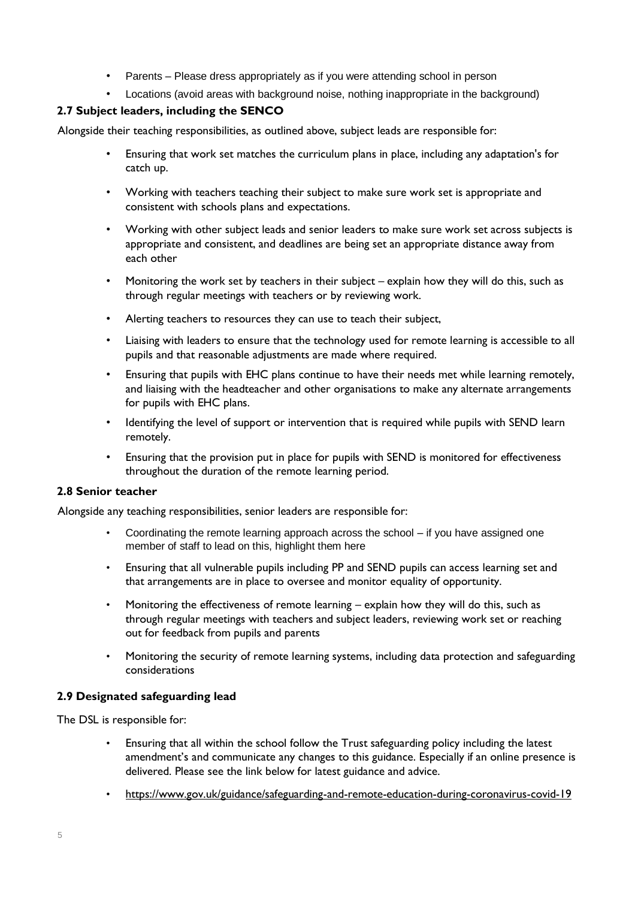- Parents – Please dress appropriately as if you were attending school in person
- Locations (avoid areas with background noise, nothing inappropriate in the background)

### 2.7 Subject leaders, including the SENCO

Alongside their teaching responsibilities, as outlined above, subject leads are responsible for:

- Ensuring that work set matches the curriculum plans in place, including any adaptation's for catch up.
- Working with teachers teaching their subject to make sure work set is appropriate and consistent with schools plans and expectations.
- Working with other subject leads and senior leaders to make sure work set across subjects is appropriate and consistent, and deadlines are being set an appropriate distance away from each other
- Monitoring the work set by teachers in their subject – explain how they will do this, such as through regular meetings with teachers or by reviewing work.
- Alerting teachers to resources they can use to teach their subject,
- Liaising with leaders to ensure that the technology used for remote learning is accessible to all pupils and that reasonable adjustments are made where required.
- Ensuring that pupils with EHC plans continue to have their needs met while learning remotely, and liaising with the headteacher and other organisations to make any alternate arrangements for pupils with EHC plans.
- Identifying the level of support or intervention that is required while pupils with SEND learn remotely.
- Ensuring that the provision put in place for pupils with SEND is monitored for effectiveness throughout the duration of the remote learning period.

### 2.8 Senior teacher

Alongside any teaching responsibilities, senior leaders are responsible for:

- Coordinating the remote learning approach across the school – if you have assigned one member of staff to lead on this, highlight them here
- Ensuring that all vulnerable pupils including PP and SEND pupils can access learning set and that arrangements are in place to oversee and monitor equality of opportunity.
- Monitoring the effectiveness of remote learning – explain how they will do this, such as through regular meetings with teachers and subject leaders, reviewing work set or reaching out for feedback from pupils and parents
- Monitoring the security of remote learning systems, including data protection and safeguarding considerations

### 2.9 Designated safeguarding lead

The DSL is responsible for:

- Ensuring that all within the school follow the Trust safeguarding policy including the latest amendment's and communicate any changes to this guidance. Especially if an online presence is delivered. Please see the link below for latest guidance and advice.
- https://www.gov.uk/guidance/safeguarding-and-remote-education-during-coronavirus-covid-19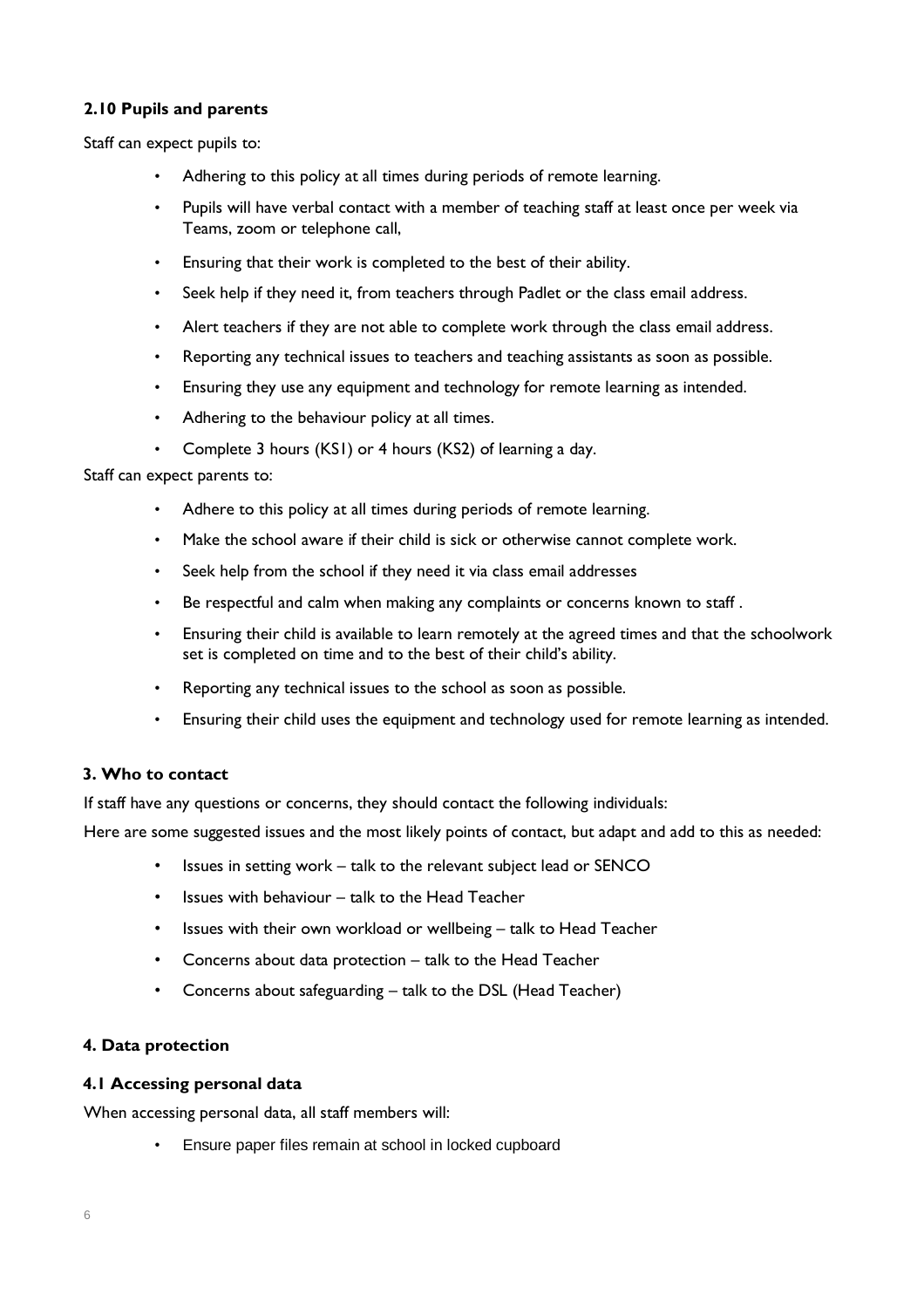### 2.10 Pupils and parents

Staff can expect pupils to:

- Adhering to this policy at all times during periods of remote learning.
- Pupils will have verbal contact with a member of teaching staff at least once per week via Teams, zoom or telephone call,
- Ensuring that their work is completed to the best of their ability.
- Seek help if they need it, from teachers through Padlet or the class email address.
- Alert teachers if they are not able to complete work through the class email address.
- Reporting any technical issues to teachers and teaching assistants as soon as possible.
- Ensuring they use any equipment and technology for remote learning as intended.
- Adhering to the behaviour policy at all times.
- Complete 3 hours (KS1) or 4 hours (KS2) of learning a day.

Staff can expect parents to:

- Adhere to this policy at all times during periods of remote learning.
- Make the school aware if their child is sick or otherwise cannot complete work.
- Seek help from the school if they need it via class email addresses
- Be respectful and calm when making any complaints or concerns known to staff .
- Ensuring their child is available to learn remotely at the agreed times and that the schoolwork set is completed on time and to the best of their child's ability.
- Reporting any technical issues to the school as soon as possible.
- Ensuring their child uses the equipment and technology used for remote learning as intended.

## 3. Who to contact

If staff have any questions or concerns, they should contact the following individuals:

Here are some suggested issues and the most likely points of contact, but adapt and add to this as needed:

- Issues in setting work – talk to the relevant subject lead or SENCO
- Issues with behaviour – talk to the Head Teacher
- Issues with their own workload or wellbeing – talk to Head Teacher
- Concerns about data protection – talk to the Head Teacher
- Concerns about safeguarding – talk to the DSL (Head Teacher)

## 4. Data protection

### 4.1 Accessing personal data

When accessing personal data, all staff members will:

- Ensure paper files remain at school in locked cupboard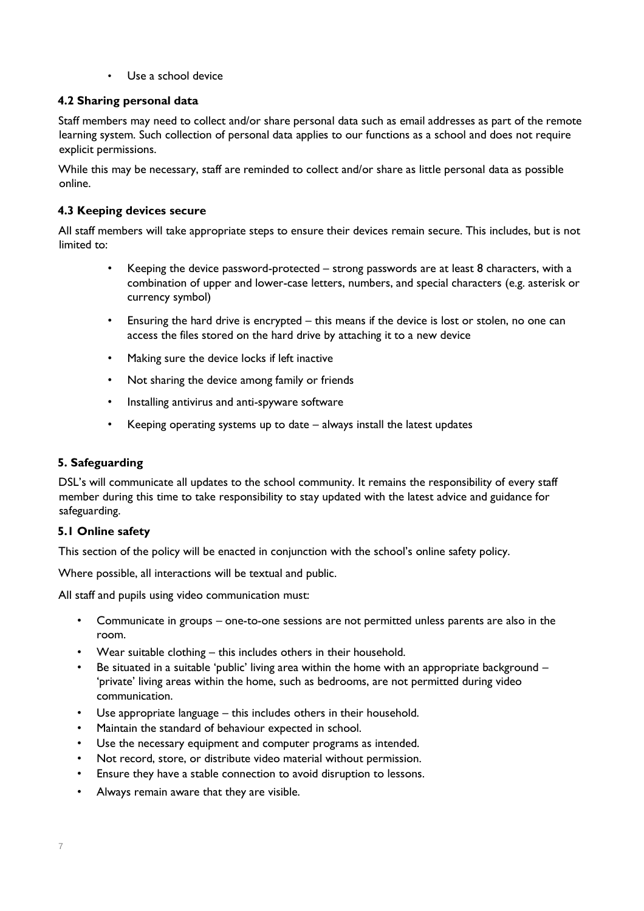- Use a school device

### 4.2 Sharing personal data

Staff members may need to collect and/or share personal data such as email addresses as part of the remote learning system. Such collection of personal data applies to our functions as a school and does not require explicit permissions.

While this may be necessary, staff are reminded to collect and/or share as little personal data as possible online.

### 4.3 Keeping devices secure

All staff members will take appropriate steps to ensure their devices remain secure. This includes, but is not limited to:

- Keeping the device password-protected – strong passwords are at least 8 characters, with a combination of upper and lower-case letters, numbers, and special characters (e.g. asterisk or currency symbol)
- Ensuring the hard drive is encrypted – this means if the device is lost or stolen, no one can access the files stored on the hard drive by attaching it to a new device
- Making sure the device locks if left inactive
- Not sharing the device among family or friends
- Installing antivirus and anti-spyware software
- Keeping operating systems up to date – always install the latest updates

## 5. Safeguarding

DSL's will communicate all updates to the school community. It remains the responsibility of every staff member during this time to take responsibility to stay updated with the latest advice and guidance for safeguarding.

### 5.1 Online safety

This section of the policy will be enacted in conjunction with the school's online safety policy.

Where possible, all interactions will be textual and public.

All staff and pupils using video communication must:

- Communicate in groups – one-to-one sessions are not permitted unless parents are also in the room.
- Wear suitable clothing – this includes others in their household.
- Be situated in a suitable 'public' living area within the home with an appropriate background – 'private' living areas within the home, such as bedrooms, are not permitted during video communication.
- Use appropriate language – this includes others in their household.
- Maintain the standard of behaviour expected in school.
- Use the necessary equipment and computer programs as intended.
- Not record, store, or distribute video material without permission.
- Ensure they have a stable connection to avoid disruption to lessons.
- Always remain aware that they are visible.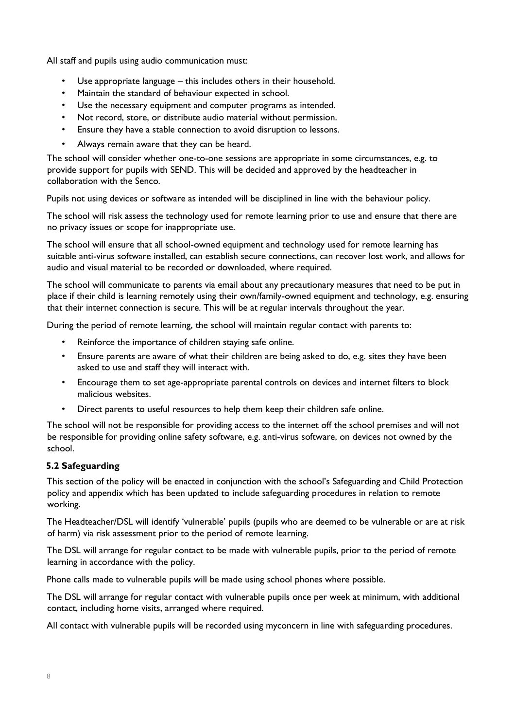All staff and pupils using audio communication must:

- Use appropriate language – this includes others in their household.
- Maintain the standard of behaviour expected in school.
- Use the necessary equipment and computer programs as intended.
- Not record, store, or distribute audio material without permission.
- Ensure they have a stable connection to avoid disruption to lessons.
- Always remain aware that they can be heard.

The school will consider whether one-to-one sessions are appropriate in some circumstances, e.g. to provide support for pupils with SEND. This will be decided and approved by the headteacher in collaboration with the Senco.

Pupils not using devices or software as intended will be disciplined in line with the behaviour policy.

The school will risk assess the technology used for remote learning prior to use and ensure that there are no privacy issues or scope for inappropriate use.

The school will ensure that all school-owned equipment and technology used for remote learning has suitable anti-virus software installed, can establish secure connections, can recover lost work, and allows for audio and visual material to be recorded or downloaded, where required.

The school will communicate to parents via email about any precautionary measures that need to be put in place if their child is learning remotely using their own/family-owned equipment and technology, e.g. ensuring that their internet connection is secure. This will be at regular intervals throughout the year.

During the period of remote learning, the school will maintain regular contact with parents to:

- Reinforce the importance of children staying safe online.
- Ensure parents are aware of what their children are being asked to do, e.g. sites they have been asked to use and staff they will interact with.
- Encourage them to set age-appropriate parental controls on devices and internet filters to block malicious websites.
- Direct parents to useful resources to help them keep their children safe online.

The school will not be responsible for providing access to the internet off the school premises and will not be responsible for providing online safety software, e.g. anti-virus software, on devices not owned by the school.

### 5.2 Safeguarding

This section of the policy will be enacted in conjunction with the school's Safeguarding and Child Protection policy and appendix which has been updated to include safeguarding procedures in relation to remote working.

The Headteacher/DSL will identify 'vulnerable' pupils (pupils who are deemed to be vulnerable or are at risk of harm) via risk assessment prior to the period of remote learning.

The DSL will arrange for regular contact to be made with vulnerable pupils, prior to the period of remote learning in accordance with the policy.

Phone calls made to vulnerable pupils will be made using school phones where possible.

The DSL will arrange for regular contact with vulnerable pupils once per week at minimum, with additional contact, including home visits, arranged where required.

All contact with vulnerable pupils will be recorded using myconcern in line with safeguarding procedures.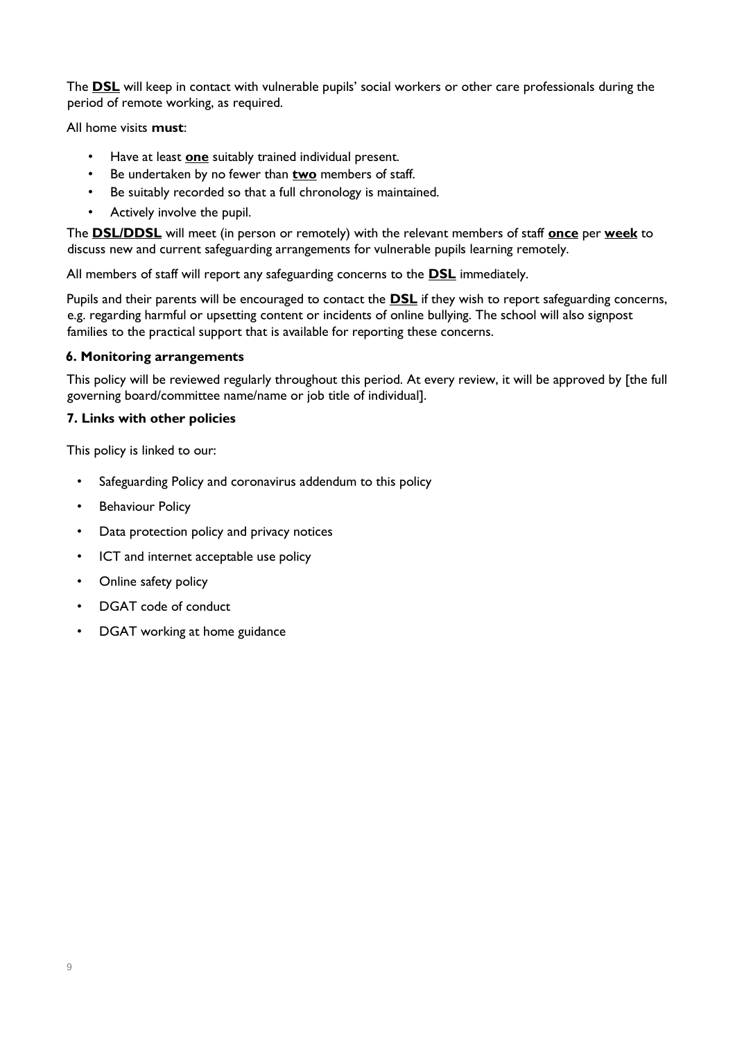The **<u>DSL</u>** will keep in contact with vulnerable pupils' social workers or other care professionals during the period of remote working, as required.

All home visits **must**:

- Have at least **<u>one</u>** suitably trained individual present.
- Be undertaken by no fewer than **<u>two</u>** members of staff.
- Be suitably recorded so that a full chronology is maintained.
- Actively involve the pupil.

The **<u>DSL/DDSL</u>** will meet (in person or remotely) with the relevant members of staff **<u>once</u>** per **<u>week</u>** to discuss new and current safeguarding arrangements for vulnerable pupils learning remotely.

All members of staff will report any safeguarding concerns to the **<u>DSL</u>** immediately.

Pupils and their parents will be encouraged to contact the **<u>DSL</u>** if they wish to report safeguarding concerns, e.g. regarding harmful or upsetting content or incidents of online bullying. The school will also signpost families to the practical support that is available for reporting these concerns.

### 6. Monitoring arrangements

This policy will be reviewed regularly throughout this period. At every review, it will be approved by [the full governing board/committee name/name or job title of individual].

### 7. Links with other policies

This policy is linked to our:

- Safeguarding Policy and coronavirus addendum to this policy
- Behaviour Policy
- Data protection policy and privacy notices
- ICT and internet acceptable use policy
- Online safety policy
- DGAT code of conduct
- DGAT working at home guidance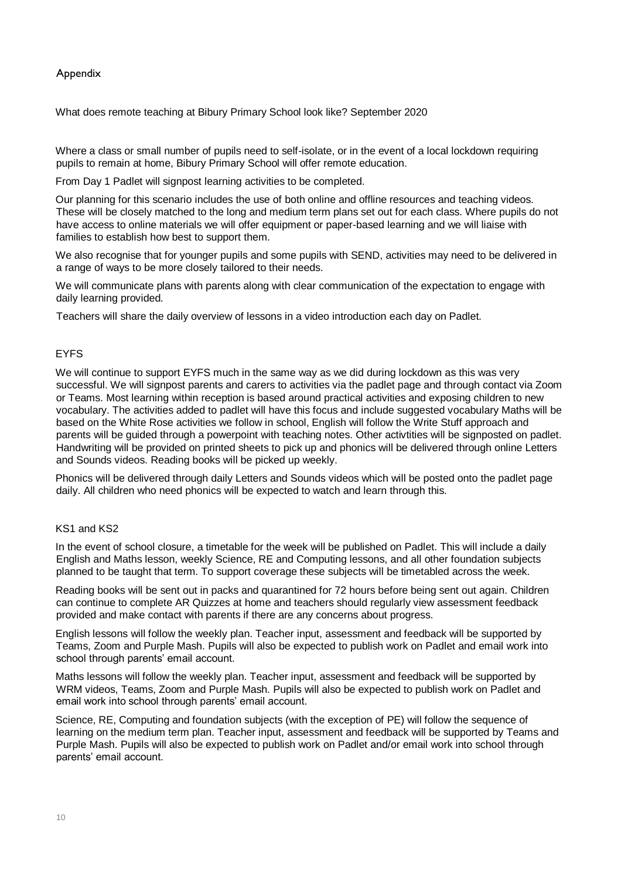## Appendix

What does remote teaching at Bibury Primary School look like? September 2020

Where a class or small number of pupils need to self-isolate, or in the event of a local lockdown requiring pupils to remain at home, Bibury Primary School will offer remote education.

From Day 1 Padlet will signpost learning activities to be completed.

Our planning for this scenario includes the use of both online and offline resources and teaching videos. These will be closely matched to the long and medium term plans set out for each class. Where pupils do not have access to online materials we will offer equipment or paper-based learning and we will liaise with families to establish how best to support them.

We also recognise that for younger pupils and some pupils with SEND, activities may need to be delivered in a range of ways to be more closely tailored to their needs.

We will communicate plans with parents along with clear communication of the expectation to engage with daily learning provided.

Teachers will share the daily overview of lessons in a video introduction each day on Padlet.

### EYFS

We will continue to support EYFS much in the same way as we did during lockdown as this was very successful. We will signpost parents and carers to activities via the padlet page and through contact via Zoom or Teams. Most learning within reception is based around practical activities and exposing children to new vocabulary. The activities added to padlet will have this focus and include suggested vocabulary Maths will be based on the White Rose activities we follow in school, English will follow the Write Stuff approach and parents will be guided through a powerpoint with teaching notes. Other activtities will be signposted on padlet. Handwriting will be provided on printed sheets to pick up and phonics will be delivered through online Letters and Sounds videos. Reading books will be picked up weekly.

Phonics will be delivered through daily Letters and Sounds videos which will be posted onto the padlet page daily. All children who need phonics will be expected to watch and learn through this.

### KS1 and KS2

In the event of school closure, a timetable for the week will be published on Padlet. This will include a daily English and Maths lesson, weekly Science, RE and Computing lessons, and all other foundation subjects planned to be taught that term. To support coverage these subjects will be timetabled across the week.

Reading books will be sent out in packs and quarantined for 72 hours before being sent out again. Children can continue to complete AR Quizzes at home and teachers should regularly view assessment feedback provided and make contact with parents if there are any concerns about progress.

English lessons will follow the weekly plan. Teacher input, assessment and feedback will be supported by Teams, Zoom and Purple Mash. Pupils will also be expected to publish work on Padlet and email work into school through parents' email account.

Maths lessons will follow the weekly plan. Teacher input, assessment and feedback will be supported by WRM videos, Teams, Zoom and Purple Mash. Pupils will also be expected to publish work on Padlet and email work into school through parents' email account.

Science, RE, Computing and foundation subjects (with the exception of PE) will follow the sequence of learning on the medium term plan. Teacher input, assessment and feedback will be supported by Teams and Purple Mash. Pupils will also be expected to publish work on Padlet and/or email work into school through parents' email account.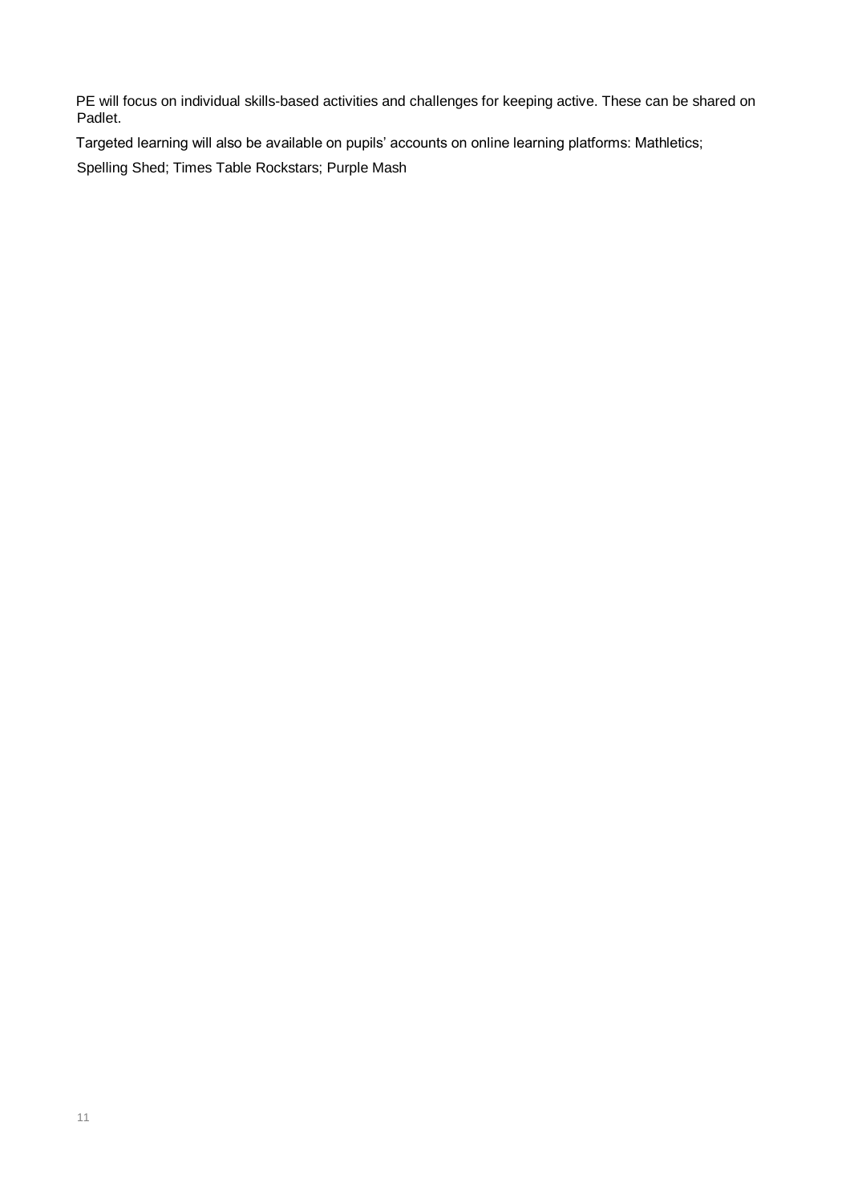PE will focus on individual skills-based activities and challenges for keeping active. These can be shared on Padlet.

Targeted learning will also be available on pupils' accounts on online learning platforms: Mathletics; Spelling Shed; Times Table Rockstars; Purple Mash